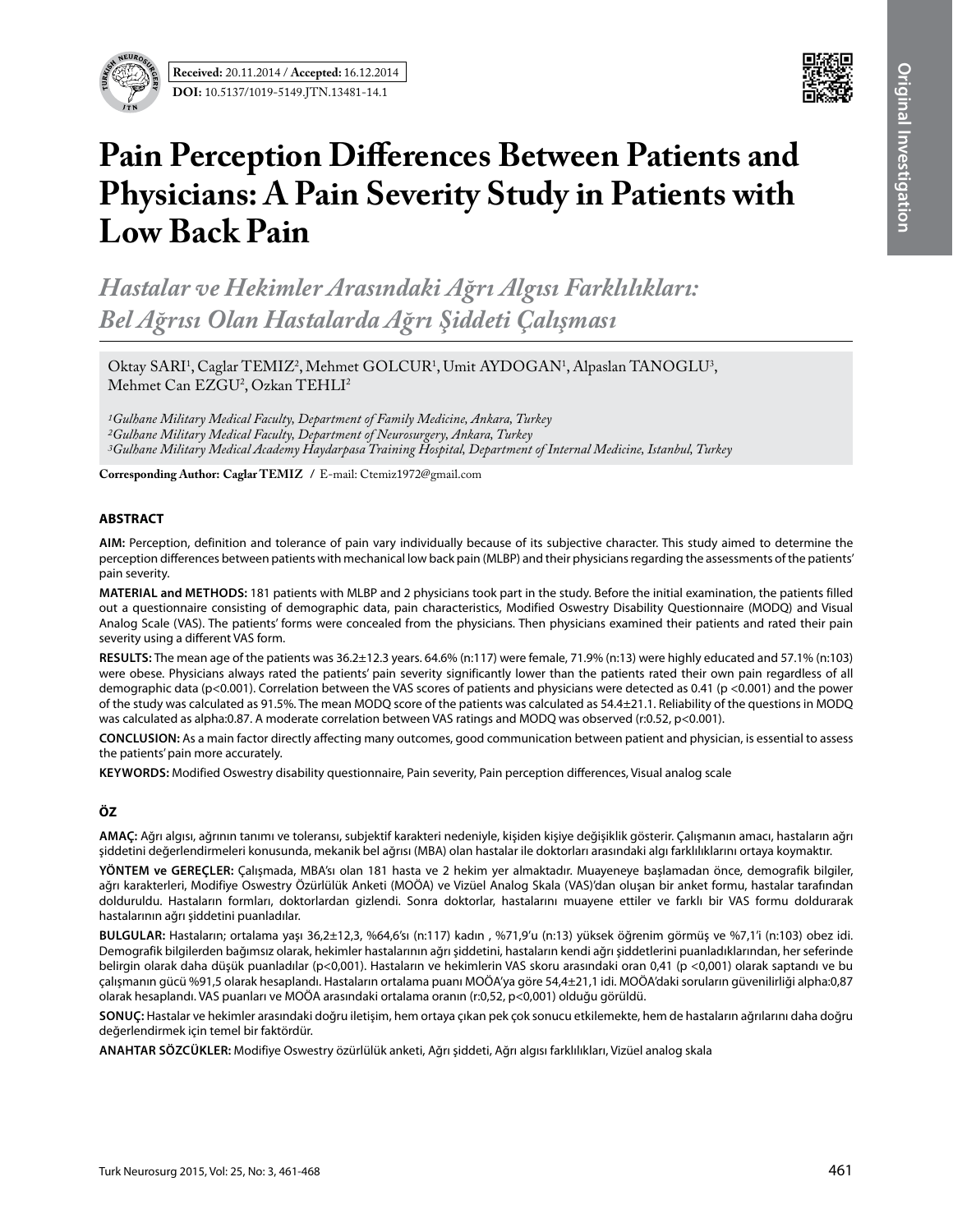**Received:** 20.11.2014 / **Accepted:** 16.12.2014

**DOI:** 10.5137/1019-5149.JTN.13481-14.1

# Pain Perception Differences Between Patients and Physicians: A Pain Severity Study in Patients with Low Back Pain

## *Hastalar ve Hekimler Arasındaki Ağrı Algısı Farklılıkları: Bel Ağrısı Olan Hastalarda Ağrı Şiddeti Çalışması*

Oktay SARI[1], Caglar TEMIZ[2], Mehmet GOLCUR[1], Umit AYDOGAN[1], Alpaslan TANOGLU[3], Mehmet Can EZGU[2], Ozkan TEHLI[2]

*[1]Gulhane Military Medical Faculty, Department of Family Medicine, Ankara, Turkey*
*[2]Gulhane Military Medical Faculty, Department of Neurosurgery, Ankara, Turkey*
*[3]Gulhane Military Medical Academy Haydarpasa Training Hospital, Department of Internal Medicine, Istanbul, Turkey*

**Corresponding Author: Caglar TEMIZ** / E-mail: Ctemiz1972@gmail.com

### ABSTRACT

**AIM:** Perception, definition and tolerance of pain vary individually because of its subjective character. This study aimed to determine the perception differences between patients with mechanical low back pain (MLBP) and their physicians regarding the assessments of the patients' pain severity.

**MATERIAL and METHODS:** 181 patients with MLBP and 2 physicians took part in the study. Before the initial examination, the patients filled out a questionnaire consisting of demographic data, pain characteristics, Modified Oswestry Disability Questionnaire (MODQ) and Visual Analog Scale (VAS). The patients' forms were concealed from the physicians. Then physicians examined their patients and rated their pain severity using a different VAS form.

**RESULTS:** The mean age of the patients was 36.2±12.3 years. 64.6% (n:117) were female, 71.9% (n:13) were highly educated and 57.1% (n:103) were obese. Physicians always rated the patients' pain severity significantly lower than the patients rated their own pain regardless of all demographic data (p<0.001). Correlation between the VAS scores of patients and physicians were detected as 0.41 (p <0.001) and the power of the study was calculated as 91.5%. The mean MODQ score of the patients was calculated as 54.4±21.1. Reliability of the questions in MODQ was calculated as alpha:0.87. A moderate correlation between VAS ratings and MODQ was observed (r:0.52, p<0.001).

**CONCLUSION:** As a main factor directly affecting many outcomes, good communication between patient and physician, is essential to assess the patients' pain more accurately.

**KEYWORDS:** Modified Oswestry disability questionnaire, Pain severity, Pain perception differences, Visual analog scale

### ÖZ

**AMAÇ:** Ağrı algısı, ağrının tanımı ve toleransı, subjektif karakteri nedeniyle, kişiden kişiye değişiklik gösterir. Çalışmanın amacı, hastaların ağrı şiddetini değerlendirmeleri konusunda, mekanik bel ağrısı (MBA) olan hastalar ile doktorları arasındaki algı farklılıklarını ortaya koymaktır.

**YÖNTEM ve GEREÇLER:** Çalışmada, MBA'sı olan 181 hasta ve 2 hekim yer almaktadır. Muayeneye başlamadan önce, demografik bilgiler, ağrı karakterleri, Modifiye Oswestry Özürlülük Anketi (MOÖA) ve Vizüel Analog Skala (VAS)'dan oluşan bir anket formu, hastalar tarafından dolduruldu. Hastaların formları, doktorlardan gizlendi. Sonra doktorlar, hastalarını muayene ettiler ve farklı bir VAS formu doldurarak hastalarının ağrı şiddetini puanladılar.

**BULGULAR:** Hastaların; ortalama yaşı 36,2±12,3, %64,6'sı (n:117) kadın , %71,9'u (n:13) yüksek öğrenim görmüş ve %7,1'i (n:103) obez idi. Demografik bilgilerden bağımsız olarak, hekimler hastalarının ağrı şiddetini, hastaların kendi ağrı şiddetlerini puanladıklarından, her seferinde belirgin olarak daha düşük puanladılar (p<0,001). Hastaların ve hekimlerin VAS skoru arasındaki oran 0,41 (p <0,001) olarak saptandı ve bu çalışmanın gücü %91,5 olarak hesaplandı. Hastaların ortalama puanı MOÖA'ya göre 54,4±21,1 idi. MOÖA'daki soruların güvenilirliği alpha:0,87 olarak hesaplandı. VAS puanları ve MOÖA arasındaki ortalama oranın (r:0,52, p<0,001) olduğu görüldü.

**SONUÇ:** Hastalar ve hekimler arasındaki doğru iletişim, hem ortaya çıkan pek çok sonucu etkilemekte, hem de hastaların ağrılarını daha doğru değerlendirmek için temel bir faktördür.

**ANAHTAR SÖZCÜKLER:** Modifiye Oswestry özürlülük anketi, Ağrı şiddeti, Ağrı algısı farklılıkları, Vizüel analog skala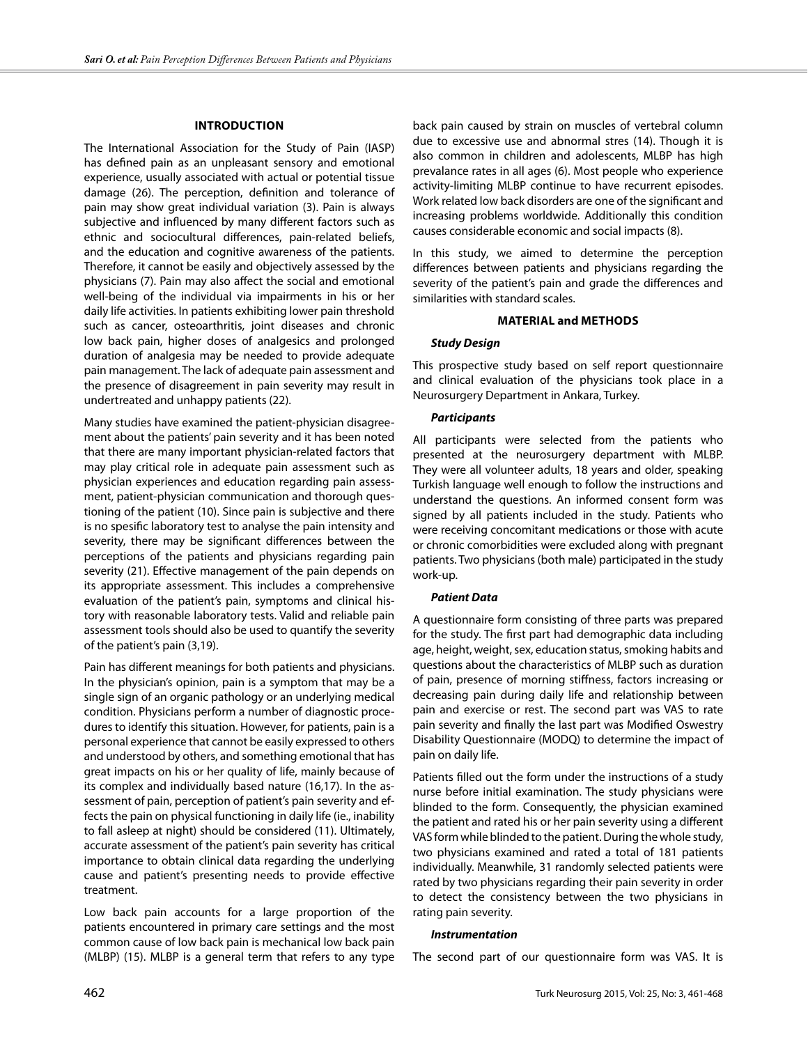## INTRODUCTION

The International Association for the Study of Pain (IASP) has defined pain as an unpleasant sensory and emotional experience, usually associated with actual or potential tissue damage (26). The perception, definition and tolerance of pain may show great individual variation (3). Pain is always subjective and influenced by many different factors such as ethnic and sociocultural differences, pain-related beliefs, and the education and cognitive awareness of the patients. Therefore, it cannot be easily and objectively assessed by the physicians (7). Pain may also affect the social and emotional well-being of the individual via impairments in his or her daily life activities. In patients exhibiting lower pain threshold such as cancer, osteoarthritis, joint diseases and chronic low back pain, higher doses of analgesics and prolonged duration of analgesia may be needed to provide adequate pain management. The lack of adequate pain assessment and the presence of disagreement in pain severity may result in undertreated and unhappy patients (22).

Many studies have examined the patient-physician disagreement about the patients' pain severity and it has been noted that there are many important physician-related factors that may play critical role in adequate pain assessment such as physician experiences and education regarding pain assessment, patient-physician communication and thorough questioning of the patient (10). Since pain is subjective and there is no spesific laboratory test to analyse the pain intensity and severity, there may be significant differences between the perceptions of the patients and physicians regarding pain severity (21). Effective management of the pain depends on its appropriate assessment. This includes a comprehensive evaluation of the patient's pain, symptoms and clinical history with reasonable laboratory tests. Valid and reliable pain assessment tools should also be used to quantify the severity of the patient's pain (3,19).

Pain has different meanings for both patients and physicians. In the physician's opinion, pain is a symptom that may be a single sign of an organic pathology or an underlying medical condition. Physicians perform a number of diagnostic procedures to identify this situation. However, for patients, pain is a personal experience that cannot be easily expressed to others and understood by others, and something emotional that has great impacts on his or her quality of life, mainly because of its complex and individually based nature (16,17). In the assessment of pain, perception of patient's pain severity and effects the pain on physical functioning in daily life (i.e., inability to fall asleep at night) should be considered (11). Ultimately, accurate assessment of the patient's pain severity has critical importance to obtain clinical data regarding the underlying cause and patient's presenting needs to provide effective treatment.

Low back pain accounts for a large proportion of the patients encountered in primary care settings and the most common cause of low back pain is mechanical low back pain (MLBP) (15). MLBP is a general term that refers to any type back pain caused by strain on muscles of vertebral column due to excessive use and abnormal stres (14). Though it is also common in children and adolescents, MLBP has high prevalance rates in all ages (6). Most people who experience activity-limiting MLBP continue to have recurrent episodes. Work related low back disorders are one of the significant and increasing problems worldwide. Additionally this condition causes considerable economic and social impacts (8).

In this study, we aimed to determine the perception differences between patients and physicians regarding the severity of the patient's pain and grade the differences and similarities with standard scales.

## MATERIAL and METHODS

### *Study Design*

This prospective study based on self report questionnaire and clinical evaluation of the physicians took place in a Neurosurgery Department in Ankara, Turkey.

### *Participants*

All participants were selected from the patients who presented at the neurosurgery department with MLBP. They were all volunteer adults, 18 years and older, speaking Turkish language well enough to follow the instructions and understand the questions. An informed consent form was signed by all patients included in the study. Patients who were receiving concomitant medications or those with acute or chronic comorbidities were excluded along with pregnant patients. Two physicians (both male) participated in the study work-up.

### *Patient Data*

A questionnaire form consisting of three parts was prepared for the study. The first part had demographic data including age, height, weight, sex, education status, smoking habits and questions about the characteristics of MLBP such as duration of pain, presence of morning stiffness, factors increasing or decreasing pain during daily life and relationship between pain and exercise or rest. The second part was VAS to rate pain severity and finally the last part was Modified Oswestry Disability Questionnaire (MODQ) to determine the impact of pain on daily life.

Patients filled out the form under the instructions of a study nurse before initial examination. The study physicians were blinded to the form. Consequently, the physician examined the patient and rated his or her pain severity using a different VAS form while blinded to the patient. During the whole study, two physicians examined and rated a total of 181 patients individually. Meanwhile, 31 randomly selected patients were rated by two physicians regarding their pain severity in order to detect the consistency between the two physicians in rating pain severity.

### *Instrumentation*

The second part of our questionnaire form was VAS. It is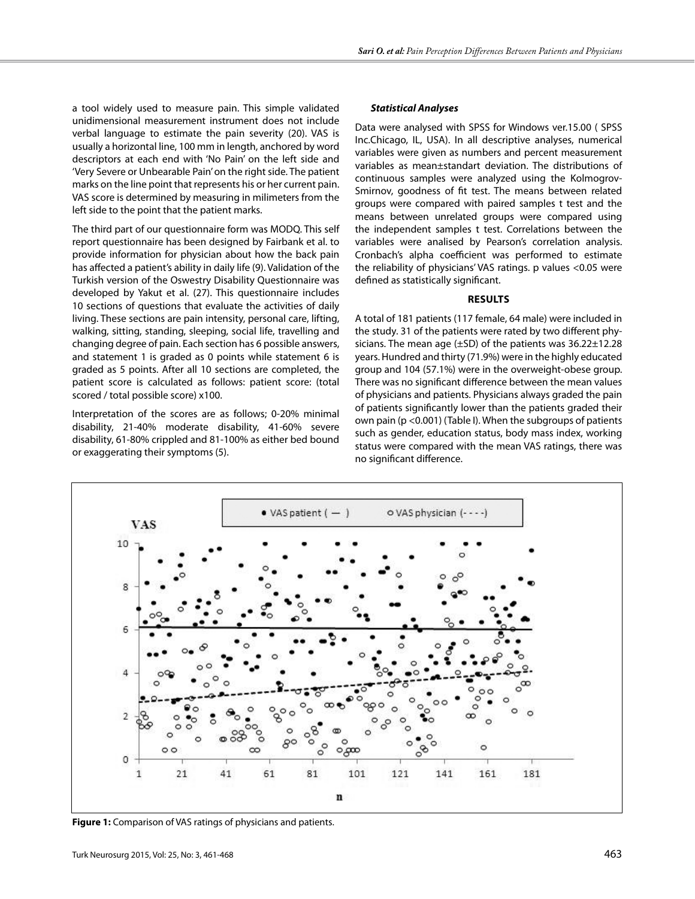a tool widely used to measure pain. This simple validated unidimensional measurement instrument does not include verbal language to estimate the pain severity (20). VAS is usually a horizontal line, 100 mm in length, anchored by word descriptors at each end with 'No Pain' on the left side and 'Very Severe or Unbearable Pain' on the right side. The patient marks on the line point that represents his or her current pain. VAS score is determined by measuring in milimeters from the left side to the point that the patient marks.

The third part of our questionnaire form was MODQ. This self report questionnaire has been designed by Fairbank et al. to provide information for physician about how the back pain has affected a patient's ability in daily life (9). Validation of the Turkish version of the Oswestry Disability Questionnaire was developed by Yakut et al. (27). This questionnaire includes 10 sections of questions that evaluate the activities of daily living. These sections are pain intensity, personal care, lifting, walking, sitting, standing, sleeping, social life, travelling and changing degree of pain. Each section has 6 possible answers, and statement 1 is graded as 0 points while statement 6 is graded as 5 points. After all 10 sections are completed, the patient score is calculated as follows: patient score: (total scored / total possible score) x100.

Interpretation of the scores are as follows; 0-20% minimal disability, 21-40% moderate disability, 41-60% severe disability, 61-80% crippled and 81-100% as either bed bound or exaggerating their symptoms (5).

### *Statistical Analyses*

Data were analysed with SPSS for Windows ver.15.00 ( SPSS Inc.Chicago, IL, USA). In all descriptive analyses, numerical variables were given as numbers and percent measurement variables as mean±standart deviation. The distributions of continuous samples were analyzed using the Kolmogrov-Smirnov, goodness of fit test. The means between related groups were compared with paired samples t test and the means between unrelated groups were compared using the independent samples t test. Correlations between the variables were analised by Pearson's correlation analysis. Cronbach's alpha coefficient was performed to estimate the reliability of physicians' VAS ratings. p values <0.05 were defined as statistically significant.

## RESULTS

A total of 181 patients (117 female, 64 male) were included in the study. 31 of the patients were rated by two different physicians. The mean age (±SD) of the patients was 36.22±12.28 years. Hundred and thirty (71.9%) were in the highly educated group and 104 (57.1%) were in the overweight-obese group. There was no significant difference between the mean values of physicians and patients. Physicians always graded the pain of patients significantly lower than the patients graded their own pain (p <0.001) (Table I). When the subgroups of patients such as gender, education status, body mass index, working status were compared with the mean VAS ratings, there was no significant difference.

**Figure 1:** Comparison of VAS ratings of physicians and patients.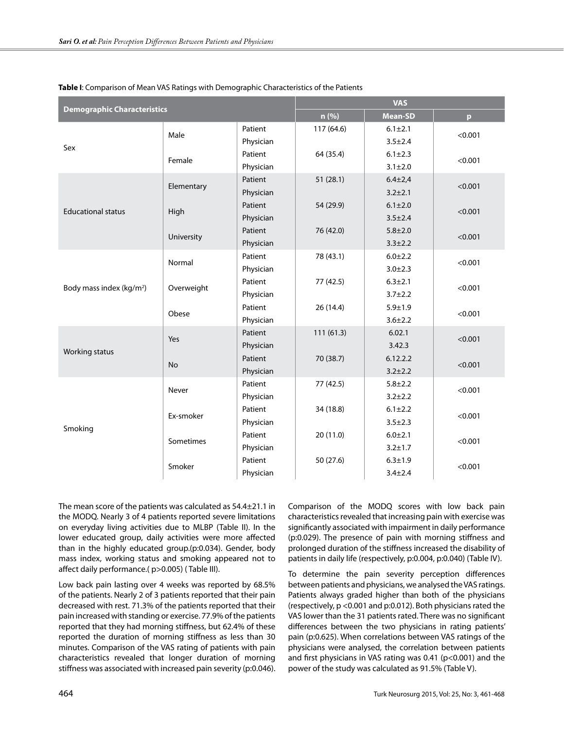**Table I**: Comparison of Mean VAS Ratings with Demographic Characteristics of the Patients

| Demographic Characteristics | | | VAS | | |
|---|---|---|---|---|---|
| | | | n (%) | Mean-SD | p |
| Sex | Male | Patient | 117 (64.6) | 6.1±2.1 | <0.001 |
| | | Physician | | 3.5±2.4 | |
| | Female | Patient | 64 (35.4) | 6.1±2.3 | <0.001 |
| | | Physician | | 3.1±2.0 | |
| Educational status | Elementary | Patient | 51 (28.1) | 6.4±2,4 | <0.001 |
| | | Physician | | 3.2±2.1 | |
| | High | Patient | 54 (29.9) | 6.1±2.0 | <0.001 |
| | | Physician | | 3.5±2.4 | |
| | University | Patient | 76 (42.0) | 5.8±2.0 | <0.001 |
| | | Physician | | 3.3±2.2 | |
| Body mass index (kg/m$^2$) | Normal | Patient | 78 (43.1) | 6.0±2.2 | <0.001 |
| | | Physician | | 3.0±2.3 | |
| | Overweight | Patient | 77 (42.5) | 6.3±2.1 | <0.001 |
| | | Physician | | 3.7±2.2 | |
| | Obese | Patient | 26 (14.4) | 5.9±1.9 | <0.001 |
| | | Physician | | 3.6±2.2 | |
| Working status | Yes | Patient | 111 (61.3) | 6.02.1 | <0.001 |
| | | Physician | | 3.42.3 | |
| | No | Patient | 70 (38.7) | 6.12.2.2 | <0.001 |
| | | Physician | | 3.2±2.2 | |
| Smoking | Never | Patient | 77 (42.5) | 5.8±2.2 | <0.001 |
| | | Physician | | 3.2±2.2 | |
| | Ex-smoker | Patient | 34 (18.8) | 6.1±2.2 | <0.001 |
| | | Physician | | 3.5±2.3 | |
| | Sometimes | Patient | 20 (11.0) | 6.0±2.1 | <0.001 |
| | | Physician | | 3.2±1.7 | |
| | Smoker | Patient | 50 (27.6) | 6.3±1.9 | <0.001 |
| | | Physician | | 3.4±2.4 | |

The mean score of the patients was calculated as 54.4±21.1 in the MODQ. Nearly 3 of 4 patients reported severe limitations on everyday living activities due to MLBP (Table II). In the lower educated group, daily activities were more affected than in the highly educated group.(p:0.034). Gender, body mass index, working status and smoking appeared not to affect daily performance.( p>0.005) ( Table III).

Low back pain lasting over 4 weeks was reported by 68.5% of the patients. Nearly 2 of 3 patients reported that their pain decreased with rest. 71.3% of the patients reported that their pain increased with standing or exercise. 77.9% of the patients reported that they had morning stiffness, but 62.4% of these reported the duration of morning stiffness as less than 30 minutes. Comparison of the VAS rating of patients with pain characteristics revealed that longer duration of morning stiffness was associated with increased pain severity (p:0.046).

Comparison of the MODQ scores with low back pain characteristics revealed that increasing pain with exercise was significantly associated with impairment in daily performance (p:0.029). The presence of pain with morning stiffness and prolonged duration of the stiffness increased the disability of patients in daily life (respectively, p:0.004, p:0.040) (Table IV).

To determine the pain severity perception differences between patients and physicians, we analysed the VAS ratings. Patients always graded higher than both of the physicians (respectively, p <0.001 and p:0.012). Both physicians rated the VAS lower than the 31 patients rated. There was no significant differences between the two physicians in rating patients' pain (p:0.625). When correlations between VAS ratings of the physicians were analysed, the correlation between patients and first physicians in VAS rating was 0.41 (p<0.001) and the power of the study was calculated as 91.5% (Table V).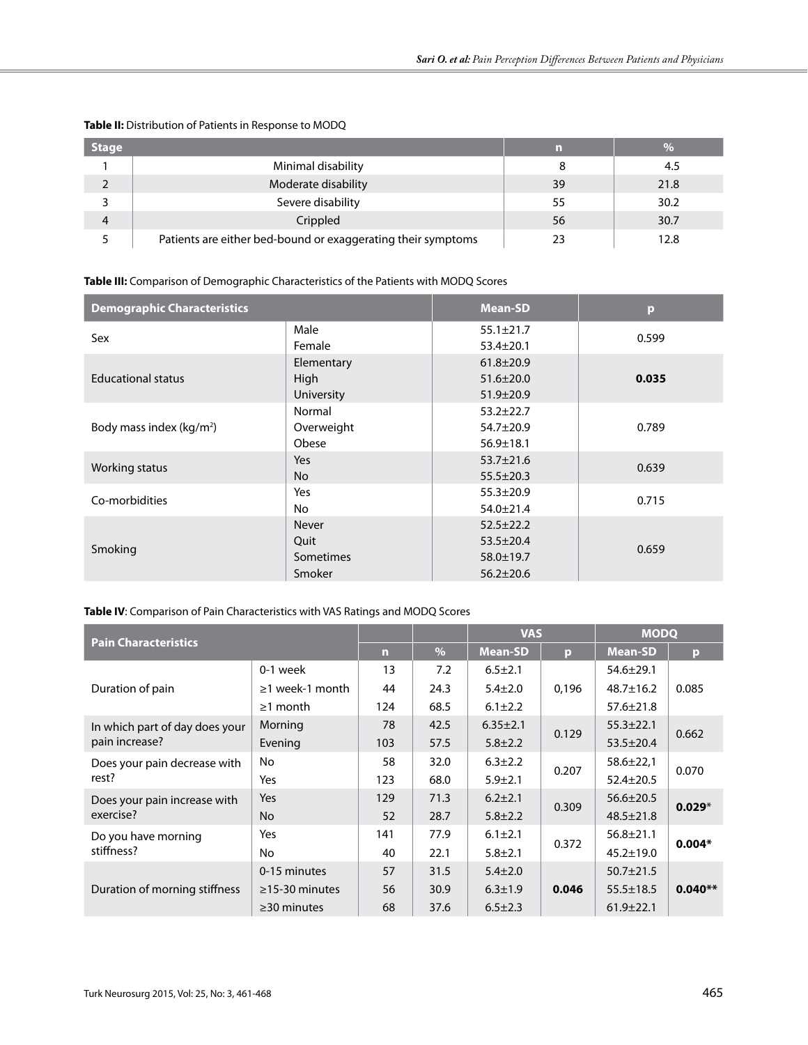**Table II:** Distribution of Patients in Response to MODQ

| Stage | | n | % |
|---|---|---|---|
| 1 | Minimal disability | 8 | 4.5 |
| 2 | Moderate disability | 39 | 21.8 |
| 3 | Severe disability | 55 | 30.2 |
| 4 | Crippled | 56 | 30.7 |
| 5 | Patients are either bed-bound or exaggerating their symptoms | 23 | 12.8 |

**Table III:** Comparison of Demographic Characteristics of the Patients with MODQ Scores

| Demographic Characteristics | | Mean-SD | p |
|---|---|---|---|
| Sex | Male | 55.1±21.7 | 0.599 |
| | Female | 53.4±20.1 | |
| Educational status | Elementary | 61.8±20.9 | **0.035** |
| | High | 51.6±20.0 | |
| | University | 51.9±20.9 | |
| Body mass index (kg/m$^2$) | Normal | 53.2±22.7 | 0.789 |
| | Overweight | 54.7±20.9 | |
| | Obese | 56.9±18.1 | |
| Working status | Yes | 53.7±21.6 | 0.639 |
| | No | 55.5±20.3 | |
| Co-morbidities | Yes | 55.3±20.9 | 0.715 |
| | No | 54.0±21.4 | |
| Smoking | Never | 52.5±22.2 | 0.659 |
| | Quit | 53.5±20.4 | |
| | Sometimes | 58.0±19.7 | |
| | Smoker | 56.2±20.6 | |

**Table IV**: Comparison of Pain Characteristics with VAS Ratings and MODQ Scores

| Pain Characteristics | | | | VAS | | MODQ | |
|---|---|---|---|---|---|---|---|
| | | n | % | Mean-SD | p | Mean-SD | p |
| Duration of pain | 0-1 week | 13 | 7.2 | 6.5±2.1 | 0,196 | 54.6±29.1 | 0.085 |
| | ≥1 week-1 month | 44 | 24.3 | 5.4±2.0 | | 48.7±16.2 | |
| | ≥1 month | 124 | 68.5 | 6.1±2.2 | | 57.6±21.8 | |
| In which part of day does your pain increase? | Morning | 78 | 42.5 | 6.35±2.1 | 0.129 | 55.3±22.1 | 0.662 |
| | Evening | 103 | 57.5 | 5.8±2.2 | | 53.5±20.4 | |
| Does your pain decrease with rest? | No | 58 | 32.0 | 6.3±2.2 | 0.207 | 58.6±22,1 | 0.070 |
| | Yes | 123 | 68.0 | 5.9±2.1 | | 52.4±20.5 | |
| Does your pain increase with exercise? | Yes | 129 | 71.3 | 6.2±2.1 | 0.309 | 56.6±20.5 | **0.029*** |
| | No | 52 | 28.7 | 5.8±2.2 | | 48.5±21.8 | |
| Do you have morning stiffness? | Yes | 141 | 77.9 | 6.1±2.1 | 0.372 | 56.8±21.1 | **0.004*** |
| | No | 40 | 22.1 | 5.8±2.1 | | 45.2±19.0 | |
| Duration of morning stiffness | 0-15 minutes | 57 | 31.5 | 5.4±2.0 | **0.046** | 50.7±21.5 | **0.040**** |
| | ≥15-30 minutes | 56 | 30.9 | 6.3±1.9 | | 55.5±18.5 | |
| | ≥30 minutes | 68 | 37.6 | 6.5±2.3 | | 61.9±22.1 | |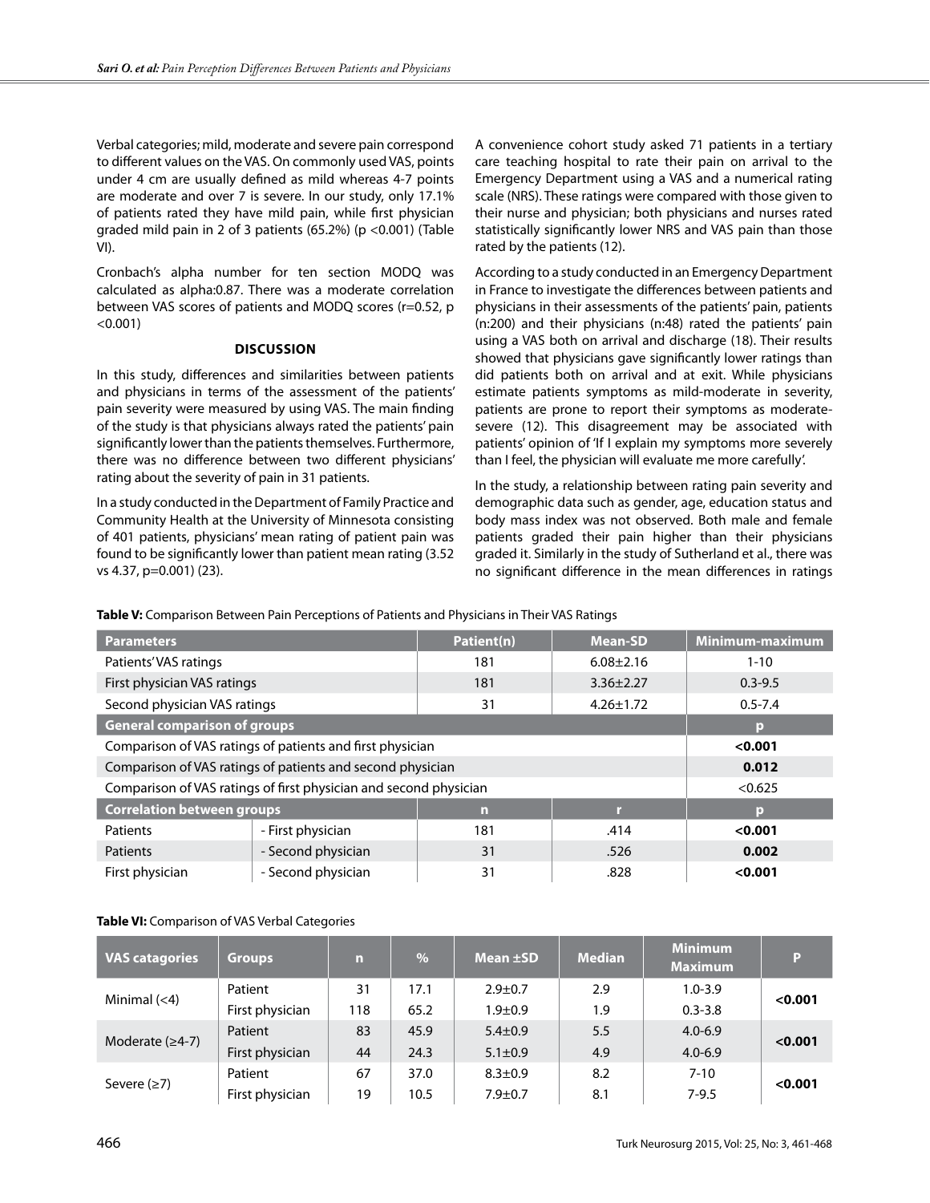Verbal categories; mild, moderate and severe pain correspond to different values on the VAS. On commonly used VAS, points under 4 cm are usually defined as mild whereas 4-7 points are moderate and over 7 is severe. In our study, only 17.1% of patients rated they have mild pain, while first physician graded mild pain in 2 of 3 patients (65.2%) (p <0.001) (Table VI).

Cronbach's alpha number for ten section MODQ was calculated as alpha:0.87. There was a moderate correlation between VAS scores of patients and MODQ scores (r=0.52, p <0.001)

## DISCUSSION

In this study, differences and similarities between patients and physicians in terms of the assessment of the patients' pain severity were measured by using VAS. The main finding of the study is that physicians always rated the patients' pain significantly lower than the patients themselves. Furthermore, there was no difference between two different physicians' rating about the severity of pain in 31 patients.

In a study conducted in the Department of Family Practice and Community Health at the University of Minnesota consisting of 401 patients, physicians' mean rating of patient pain was found to be significantly lower than patient mean rating (3.52 vs 4.37, p=0.001) (23).

A convenience cohort study asked 71 patients in a tertiary care teaching hospital to rate their pain on arrival to the Emergency Department using a VAS and a numerical rating scale (NRS). These ratings were compared with those given to their nurse and physician; both physicians and nurses rated statistically significantly lower NRS and VAS pain than those rated by the patients (12).

According to a study conducted in an Emergency Department in France to investigate the differences between patients and physicians in their assessments of the patients' pain, patients (n:200) and their physicians (n:48) rated the patients' pain using a VAS both on arrival and discharge (18). Their results showed that physicians gave significantly lower ratings than did patients both on arrival and at exit. While physicians estimate patients symptoms as mild-moderate in severity, patients are prone to report their symptoms as moderate-severe (12). This disagreement may be associated with patients' opinion of 'If I explain my symptoms more severely than I feel, the physician will evaluate me more carefully'.

In the study, a relationship between rating pain severity and demographic data such as gender, age, education status and body mass index was not observed. Both male and female patients graded their pain higher than their physicians graded it. Similarly in the study of Sutherland et al., there was no significant difference in the mean differences in ratings

**Table V:** Comparison Between Pain Perceptions of Patients and Physicians in Their VAS Ratings

| Parameters | | Patient(n) | Mean-SD | Minimum-maximum |
|---|---|---|---|---|
| Patients' VAS ratings | | 181 | 6.08±2.16 | 1-10 |
| First physician VAS ratings | | 181 | 3.36±2.27 | 0.3-9.5 |
| Second physician VAS ratings | | 31 | 4.26±1.72 | 0.5-7.4 |
| **General comparison of groups** | | | | **p** |
| Comparison of VAS ratings of patients and first physician | | | | **<0.001** |
| Comparison of VAS ratings of patients and second physician | | | | **0.012** |
| Comparison of VAS ratings of first physician and second physician | | | | <0.625 |
| **Correlation between groups** | | **n** | **r** | **p** |
| Patients | - First physician | 181 | .414 | **<0.001** |
| Patients | - Second physician | 31 | .526 | **0.002** |
| First physician | - Second physician | 31 | .828 | **<0.001** |

**Table VI:** Comparison of VAS Verbal Categories

| VAS catagories | Groups | n | % | Mean ±SD | Median | Minimum Maximum | P |
|---|---|---|---|---|---|---|---|
| Minimal (<4) | Patient | 31 | 17.1 | 2.9±0.7 | 2.9 | 1.0-3.9 | **<0.001** |
| | First physician | 118 | 65.2 | 1.9±0.9 | 1.9 | 0.3-3.8 | |
| Moderate (≥4-7) | Patient | 83 | 45.9 | 5.4±0.9 | 5.5 | 4.0-6.9 | **<0.001** |
| | First physician | 44 | 24.3 | 5.1±0.9 | 4.9 | 4.0-6.9 | |
| Severe (≥7) | Patient | 67 | 37.0 | 8.3±0.9 | 8.2 | 7-10 | **<0.001** |
| | First physician | 19 | 10.5 | 7.9±0.7 | 8.1 | 7-9.5 | |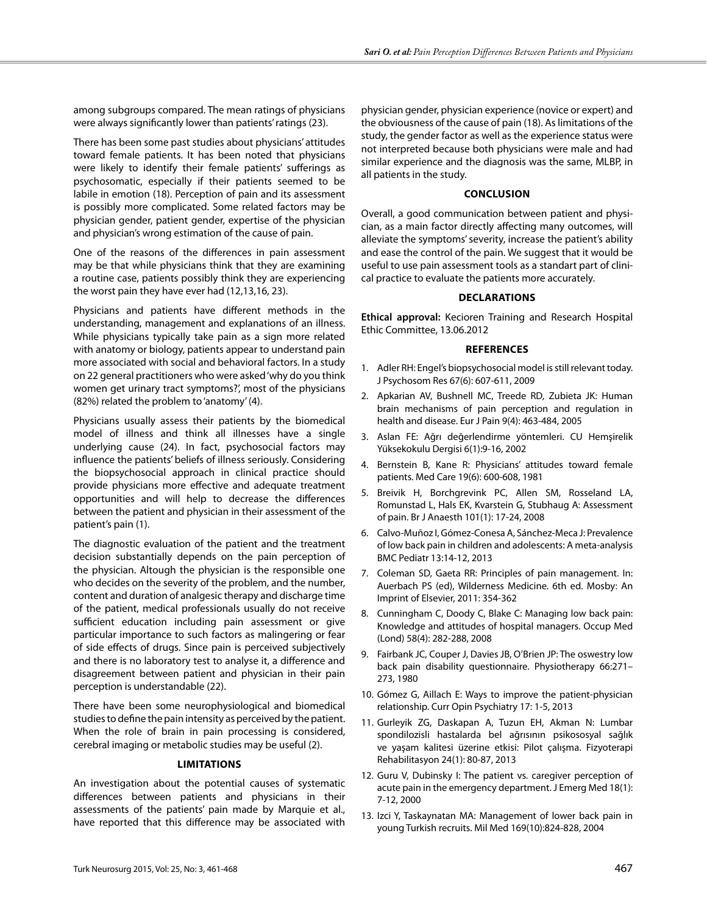among subgroups compared. The mean ratings of physicians were always significantly lower than patients' ratings (23).

There has been some past studies about physicians' attitudes toward female patients. It has been noted that physicians were likely to identify their female patients' sufferings as psychosomatic, especially if their patients seemed to be labile in emotion (18). Perception of pain and its assessment is possibly more complicated. Some related factors may be physician gender, patient gender, expertise of the physician and physician's wrong estimation of the cause of pain.

One of the reasons of the differences in pain assessment may be that while physicians think that they are examining a routine case, patients possibly think they are experiencing the worst pain they have ever had (12,13,16, 23).

Physicians and patients have different methods in the understanding, management and explanations of an illness. While physicians typically take pain as a sign more related with anatomy or biology, patients appear to understand pain more associated with social and behavioral factors. In a study on 22 general practitioners who were asked 'why do you think women get urinary tract symptoms?', most of the physicians (82%) related the problem to 'anatomy' (4).

Physicians usually assess their patients by the biomedical model of illness and think all illnesses have a single underlying cause (24). In fact, psychosocial factors may influence the patients' beliefs of illness seriously. Considering the biopsychosocial approach in clinical practice should provide physicians more effective and adequate treatment opportunities and will help to decrease the differences between the patient and physician in their assessment of the patient's pain (1).

The diagnostic evaluation of the patient and the treatment decision substantially depends on the pain perception of the physician. Altough the physician is the responsible one who decides on the severity of the problem, and the number, content and duration of analgesic therapy and discharge time of the patient, medical professionals usually do not receive sufficient education including pain assessment or give particular importance to such factors as malingering or fear of side effects of drugs. Since pain is perceived subjectively and there is no laboratory test to analyse it, a difference and disagreement between patient and physician in their pain perception is understandable (22).

There have been some neurophysiological and biomedical studies to define the pain intensity as perceived by the patient. When the role of brain in pain processing is considered, cerebral imaging or metabolic studies may be useful (2).

## LIMITATIONS

An investigation about the potential causes of systematic differences between patients and physicians in their assessments of the patients' pain made by Marquie et al., have reported that this difference may be associated with physician gender, physician experience (novice or expert) and the obviousness of the cause of pain (18). As limitations of the study, the gender factor as well as the experience status were not interpreted because both physicians were male and had similar experience and the diagnosis was the same, MLBP, in all patients in the study.

## CONCLUSION

Overall, a good communication between patient and physician, as a main factor directly affecting many outcomes, will alleviate the symptoms' severity, increase the patient's ability and ease the control of the pain. We suggest that it would be useful to use pain assessment tools as a standart part of clinical practice to evaluate the patients more accurately.

## DECLARATIONS

**Ethical approval:** Kecioren Training and Research Hospital Ethic Committee, 13.06.2012

## REFERENCES

1. Adler RH: Engel's biopsychosocial model is still relevant today. J Psychosom Res 67(6): 607-611, 2009
2. Apkarian AV, Bushnell MC, Treede RD, Zubieta JK: Human brain mechanisms of pain perception and regulation in health and disease. Eur J Pain 9(4): 463-484, 2005
3. Aslan FE: Ağrı değerlendirme yöntemleri. CU Hemşirelik Yüksekokulu Dergisi 6(1):9-16, 2002
4. Bernstein B, Kane R: Physicians' attitudes toward female patients. Med Care 19(6): 600-608, 1981
5. Breivik H, Borchgrevink PC, Allen SM, Rosseland LA, Romunstad L, Hals EK, Kvarstein G, Stubhaug A: Assessment of pain. Br J Anaesth 101(1): 17-24, 2008
6. Calvo-Muñoz I, Gómez-Conesa A, Sánchez-Meca J: Prevalence of low back pain in children and adolescents: A meta-analysis BMC Pediatr 13:14-12, 2013
7. Coleman SD, Gaeta RR: Principles of pain management. In: Auerbach PS (ed), Wilderness Medicine. 6th ed. Mosby: An Imprint of Elsevier, 2011: 354-362
8. Cunningham C, Doody C, Blake C: Managing low back pain: Knowledge and attitudes of hospital managers. Occup Med (Lond) 58(4): 282-288, 2008
9. Fairbank JC, Couper J, Davies JB, O'Brien JP: The oswestry low back pain disability questionnaire. Physiotherapy 66:271–273, 1980
10. Gómez G, Aillach E: Ways to improve the patient-physician relationship. Curr Opin Psychiatry 17: 1-5, 2013
11. Gurleyik ZG, Daskapan A, Tuzun EH, Akman N: Lumbar spondilozisli hastalarda bel ağrısının psikososyal sağlık ve yaşam kalitesi üzerine etkisi: Pilot çalışma. Fizyoterapi Rehabilitasyon 24(1): 80-87, 2013
12. Guru V, Dubinsky I: The patient vs. caregiver perception of acute pain in the emergency department. J Emerg Med 18(1): 7-12, 2000
13. Izci Y, Taskaynatan MA: Management of lower back pain in young Turkish recruits. Mil Med 169(10):824-828, 2004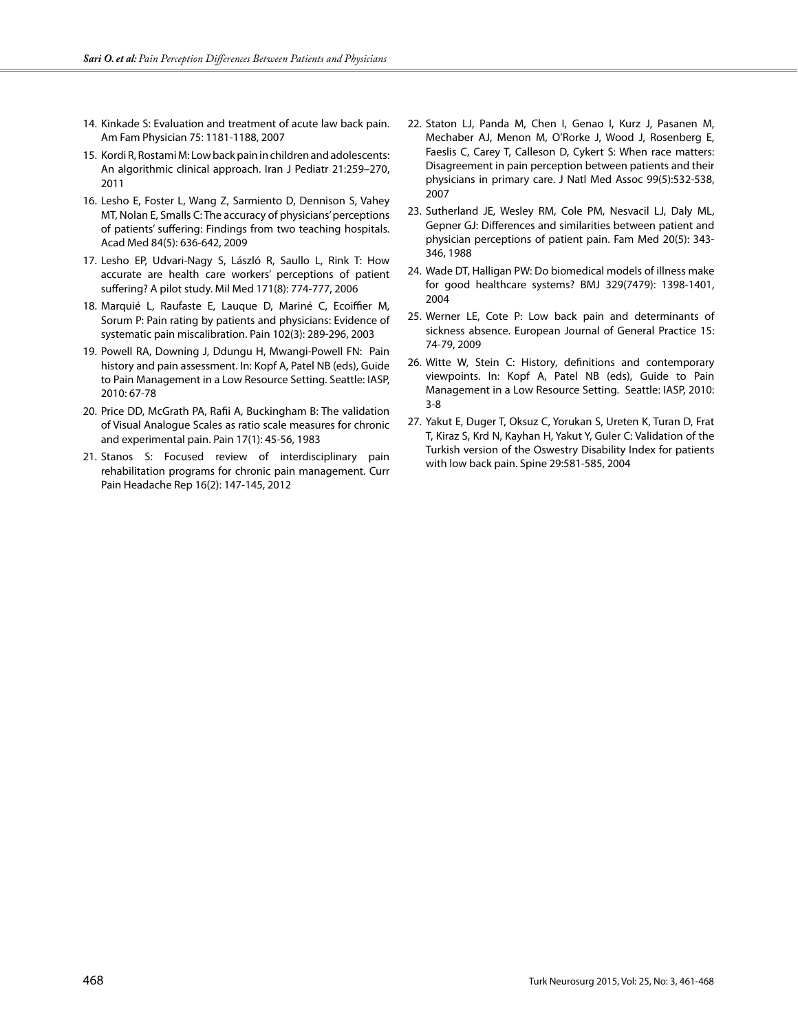14. Kinkade S: Evaluation and treatment of acute law back pain. Am Fam Physician 75: 1181-1188, 2007

15. Kordi R, Rostami M: Low back pain in children and adolescents: An algorithmic clinical approach. Iran J Pediatr 21:259–270, 2011

16. Lesho E, Foster L, Wang Z, Sarmiento D, Dennison S, Vahey MT, Nolan E, Smalls C: The accuracy of physicians' perceptions of patients' suffering: Findings from two teaching hospitals. Acad Med 84(5): 636-642, 2009

17. Lesho EP, Udvari-Nagy S, László R, Saullo L, Rink T: How accurate are health care workers' perceptions of patient suffering? A pilot study. Mil Med 171(8): 774-777, 2006

18. Marquié L, Raufaste E, Lauque D, Mariné C, Ecoiffier M, Sorum P: Pain rating by patients and physicians: Evidence of systematic pain miscalibration. Pain 102(3): 289-296, 2003

19. Powell RA, Downing J, Ddungu H, Mwangi-Powell FN: Pain history and pain assessment. In: Kopf A, Patel NB (eds), Guide to Pain Management in a Low Resource Setting. Seattle: IASP, 2010: 67-78

20. Price DD, McGrath PA, Rafii A, Buckingham B: The validation of Visual Analogue Scales as ratio scale measures for chronic and experimental pain. Pain 17(1): 45-56, 1983

21. Stanos S: Focused review of interdisciplinary pain rehabilitation programs for chronic pain management. Curr Pain Headache Rep 16(2): 147-145, 2012

22. Staton LJ, Panda M, Chen I, Genao I, Kurz J, Pasanen M, Mechaber AJ, Menon M, O'Rorke J, Wood J, Rosenberg E, Faeslis C, Carey T, Calleson D, Cykert S: When race matters: Disagreement in pain perception between patients and their physicians in primary care. J Natl Med Assoc 99(5):532-538, 2007

23. Sutherland JE, Wesley RM, Cole PM, Nesvacil LJ, Daly ML, Gepner GJ: Differences and similarities between patient and physician perceptions of patient pain. Fam Med 20(5): 343-346, 1988

24. Wade DT, Halligan PW: Do biomedical models of illness make for good healthcare systems? BMJ 329(7479): 1398-1401, 2004

25. Werner LE, Cote P: Low back pain and determinants of sickness absence. European Journal of General Practice 15: 74-79, 2009

26. Witte W, Stein C: History, definitions and contemporary viewpoints. In: Kopf A, Patel NB (eds), Guide to Pain Management in a Low Resource Setting. Seattle: IASP, 2010: 3-8

27. Yakut E, Duger T, Oksuz C, Yorukan S, Ureten K, Turan D, Frat T, Kiraz S, Krd N, Kayhan H, Yakut Y, Guler C: Validation of the Turkish version of the Oswestry Disability Index for patients with low back pain. Spine 29:581-585, 2004